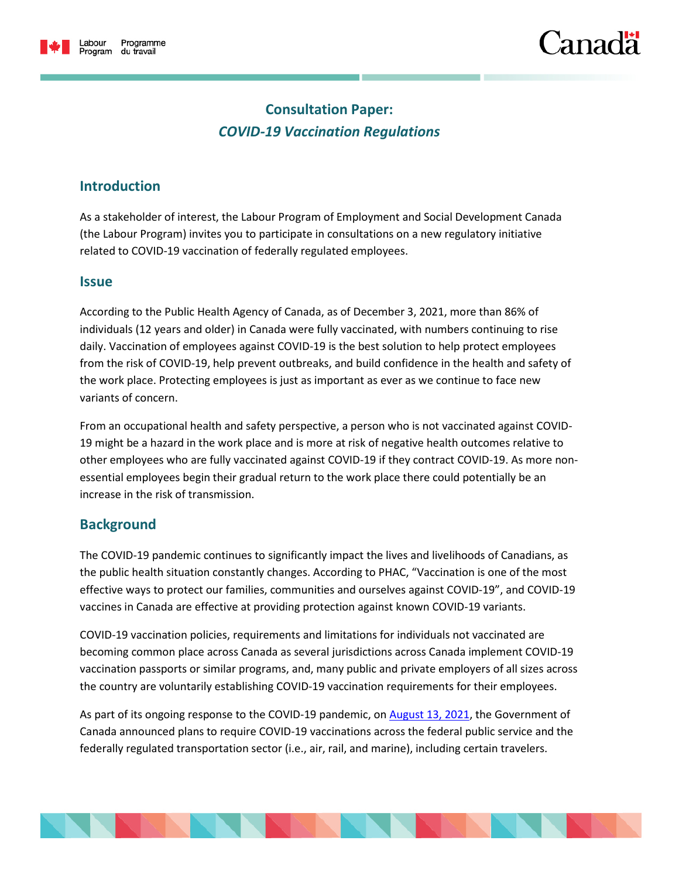# Consultation Paper: *COVID-19 Vaccination Regulations*

## Introduction

As a stakeholder of interest, the Labour Program of Employment and Social Development Canada (the Labour Program) invites you to participate in consultations on a new regulatory initiative related to COVID-19 vaccination of federally regulated employees.

## Issue

According to the Public Health Agency of Canada, as of December 3, 2021, more than 86% of individuals (12 years and older) in Canada were fully vaccinated, with numbers continuing to rise daily. Vaccination of employees against COVID-19 is the best solution to help protect employees from the risk of COVID-19, help prevent outbreaks, and build confidence in the health and safety of the work place. Protecting employees is just as important as ever as we continue to face new variants of concern.

From an occupational health and safety perspective, a person who is not vaccinated against COVID-19 might be a hazard in the work place and is more at risk of negative health outcomes relative to other employees who are fully vaccinated against COVID-19 if they contract COVID-19. As more non-essential employees begin their gradual return to the work place there could potentially be an increase in the risk of transmission.

## Background

The COVID-19 pandemic continues to significantly impact the lives and livelihoods of Canadians, as the public health situation constantly changes. According to PHAC, "Vaccination is one of the most effective ways to protect our families, communities and ourselves against COVID-19", and COVID-19 vaccines in Canada are effective at providing protection against known COVID-19 variants.

COVID-19 vaccination policies, requirements and limitations for individuals not vaccinated are becoming common place across Canada as several jurisdictions across Canada implement COVID-19 vaccination passports or similar programs, and, many public and private employers of all sizes across the country are voluntarily establishing COVID-19 vaccination requirements for their employees.

As part of its ongoing response to the COVID-19 pandemic, on August 13, 2021, the Government of Canada announced plans to require COVID-19 vaccinations across the federal public service and the federally regulated transportation sector (i.e., air, rail, and marine), including certain travelers.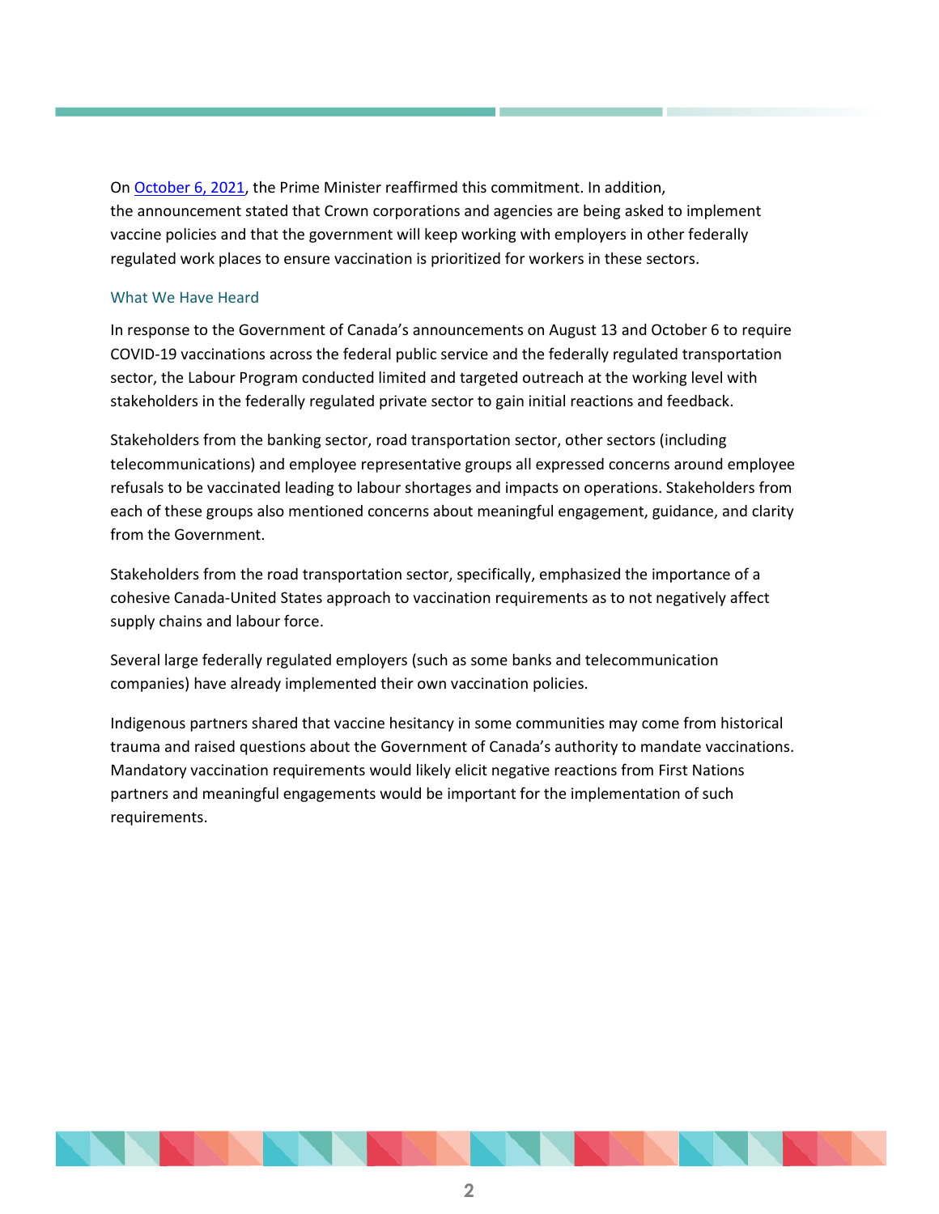On [October 6, 2021](), the Prime Minister reaffirmed this commitment. In addition, the announcement stated that Crown corporations and agencies are being asked to implement vaccine policies and that the government will keep working with employers in other federally regulated work places to ensure vaccination is prioritized for workers in these sectors.

### What We Have Heard

In response to the Government of Canada's announcements on August 13 and October 6 to require COVID-19 vaccinations across the federal public service and the federally regulated transportation sector, the Labour Program conducted limited and targeted outreach at the working level with stakeholders in the federally regulated private sector to gain initial reactions and feedback.

Stakeholders from the banking sector, road transportation sector, other sectors (including telecommunications) and employee representative groups all expressed concerns around employee refusals to be vaccinated leading to labour shortages and impacts on operations. Stakeholders from each of these groups also mentioned concerns about meaningful engagement, guidance, and clarity from the Government.

Stakeholders from the road transportation sector, specifically, emphasized the importance of a cohesive Canada-United States approach to vaccination requirements as to not negatively affect supply chains and labour force.

Several large federally regulated employers (such as some banks and telecommunication companies) have already implemented their own vaccination policies.

Indigenous partners shared that vaccine hesitancy in some communities may come from historical trauma and raised questions about the Government of Canada's authority to mandate vaccinations. Mandatory vaccination requirements would likely elicit negative reactions from First Nations partners and meaningful engagements would be important for the implementation of such requirements.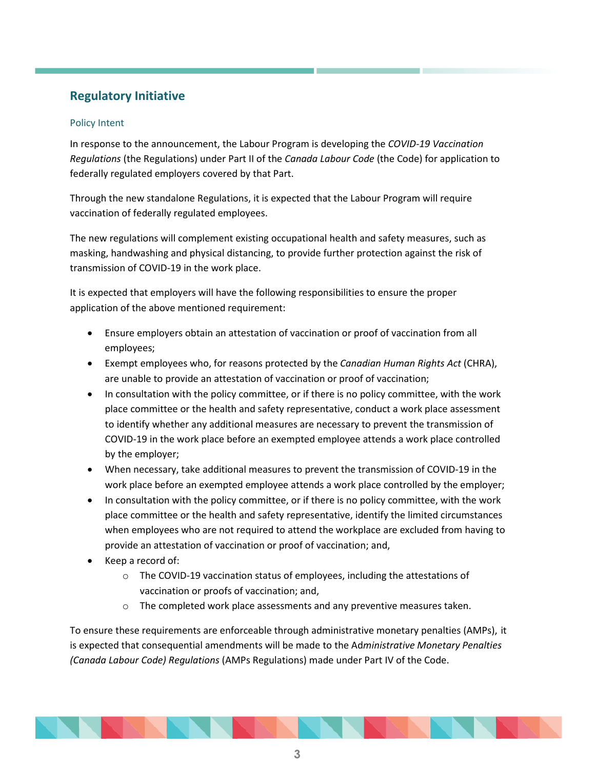## Regulatory Initiative

### Policy Intent

In response to the announcement, the Labour Program is developing the *COVID-19 Vaccination Regulations* (the Regulations) under Part II of the *Canada Labour Code* (the Code) for application to federally regulated employers covered by that Part.

Through the new standalone Regulations, it is expected that the Labour Program will require vaccination of federally regulated employees.

The new regulations will complement existing occupational health and safety measures, such as masking, handwashing and physical distancing, to provide further protection against the risk of transmission of COVID-19 in the work place.

It is expected that employers will have the following responsibilities to ensure the proper application of the above mentioned requirement:

- Ensure employers obtain an attestation of vaccination or proof of vaccination from all employees;
- Exempt employees who, for reasons protected by the *Canadian Human Rights Act* (CHRA), are unable to provide an attestation of vaccination or proof of vaccination;
- In consultation with the policy committee, or if there is no policy committee, with the work place committee or the health and safety representative, conduct a work place assessment to identify whether any additional measures are necessary to prevent the transmission of COVID-19 in the work place before an exempted employee attends a work place controlled by the employer;
- When necessary, take additional measures to prevent the transmission of COVID-19 in the work place before an exempted employee attends a work place controlled by the employer;
- In consultation with the policy committee, or if there is no policy committee, with the work place committee or the health and safety representative, identify the limited circumstances when employees who are not required to attend the workplace are excluded from having to provide an attestation of vaccination or proof of vaccination; and,
- Keep a record of:
  - The COVID-19 vaccination status of employees, including the attestations of vaccination or proofs of vaccination; and,
  - The completed work place assessments and any preventive measures taken.

To ensure these requirements are enforceable through administrative monetary penalties (AMPs), it is expected that consequential amendments will be made to the Ad*ministrative Monetary Penalties (Canada Labour Code) Regulations* (AMPs Regulations) made under Part IV of the Code.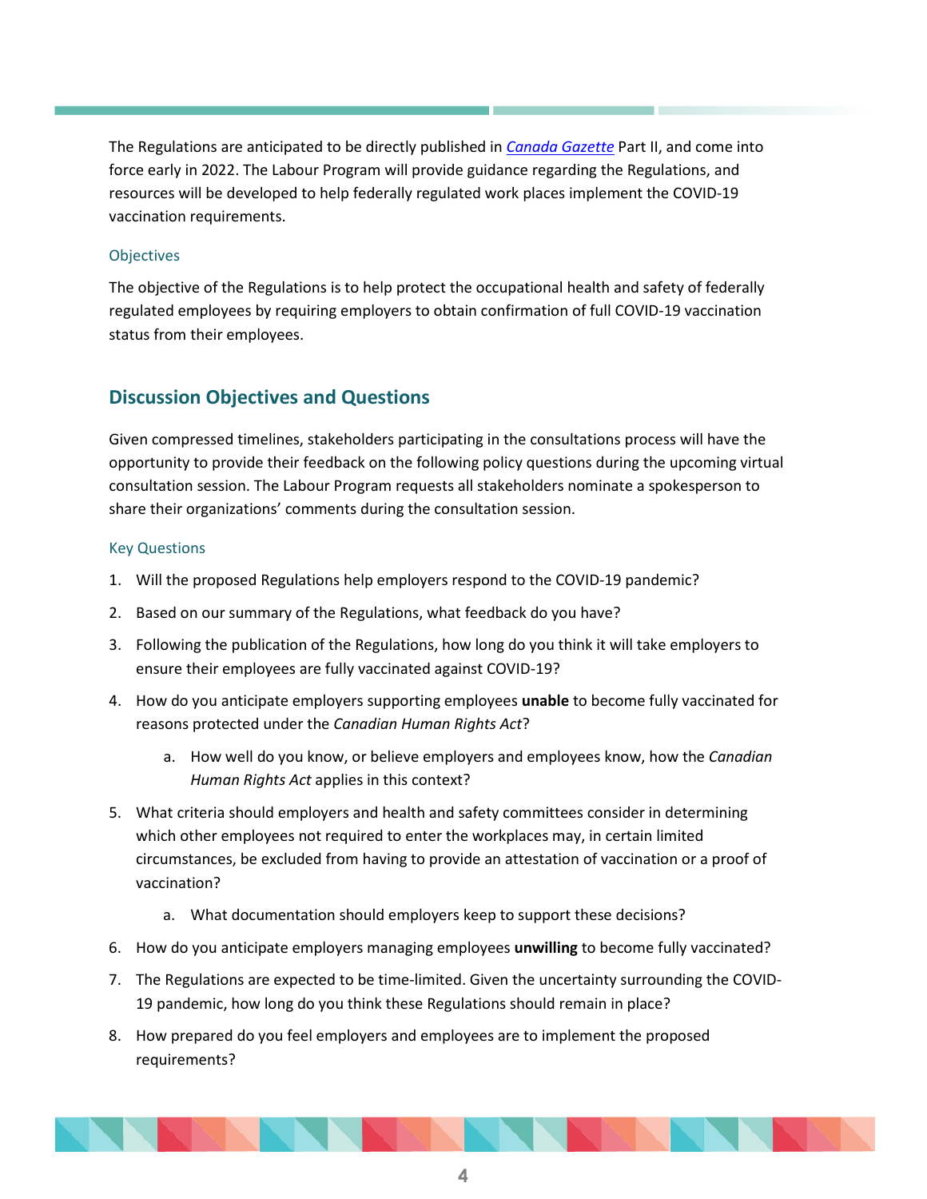The Regulations are anticipated to be directly published in [*Canada Gazette*]() Part II, and come into force early in 2022. The Labour Program will provide guidance regarding the Regulations, and resources will be developed to help federally regulated work places implement the COVID-19 vaccination requirements.

### Objectives

The objective of the Regulations is to help protect the occupational health and safety of federally regulated employees by requiring employers to obtain confirmation of full COVID-19 vaccination status from their employees.

## Discussion Objectives and Questions

Given compressed timelines, stakeholders participating in the consultations process will have the opportunity to provide their feedback on the following policy questions during the upcoming virtual consultation session. The Labour Program requests all stakeholders nominate a spokesperson to share their organizations' comments during the consultation session.

### Key Questions

1. Will the proposed Regulations help employers respond to the COVID-19 pandemic?
2. Based on our summary of the Regulations, what feedback do you have?
3. Following the publication of the Regulations, how long do you think it will take employers to ensure their employees are fully vaccinated against COVID-19?
4. How do you anticipate employers supporting employees **unable** to become fully vaccinated for reasons protected under the *Canadian Human Rights Act*?
   a. How well do you know, or believe employers and employees know, how the *Canadian Human Rights Act* applies in this context?
5. What criteria should employers and health and safety committees consider in determining which other employees not required to enter the workplaces may, in certain limited circumstances, be excluded from having to provide an attestation of vaccination or a proof of vaccination?
   a. What documentation should employers keep to support these decisions?
6. How do you anticipate employers managing employees **unwilling** to become fully vaccinated?
7. The Regulations are expected to be time-limited. Given the uncertainty surrounding the COVID-19 pandemic, how long do you think these Regulations should remain in place?
8. How prepared do you feel employers and employees are to implement the proposed requirements?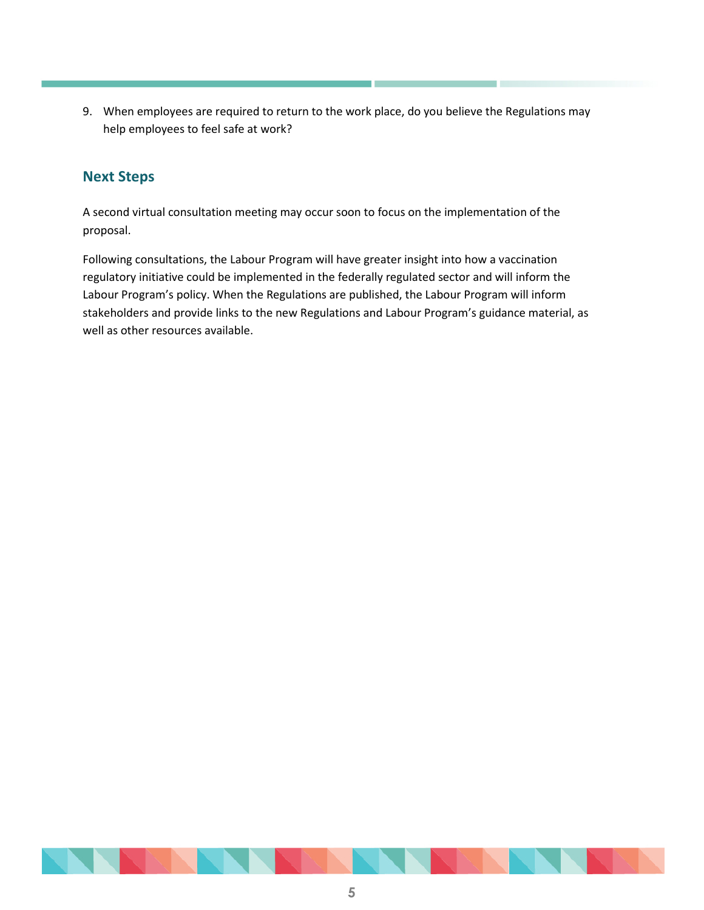9. When employees are required to return to the work place, do you believe the Regulations may help employees to feel safe at work?

## Next Steps

A second virtual consultation meeting may occur soon to focus on the implementation of the proposal.

Following consultations, the Labour Program will have greater insight into how a vaccination regulatory initiative could be implemented in the federally regulated sector and will inform the Labour Program's policy. When the Regulations are published, the Labour Program will inform stakeholders and provide links to the new Regulations and Labour Program's guidance material, as well as other resources available.